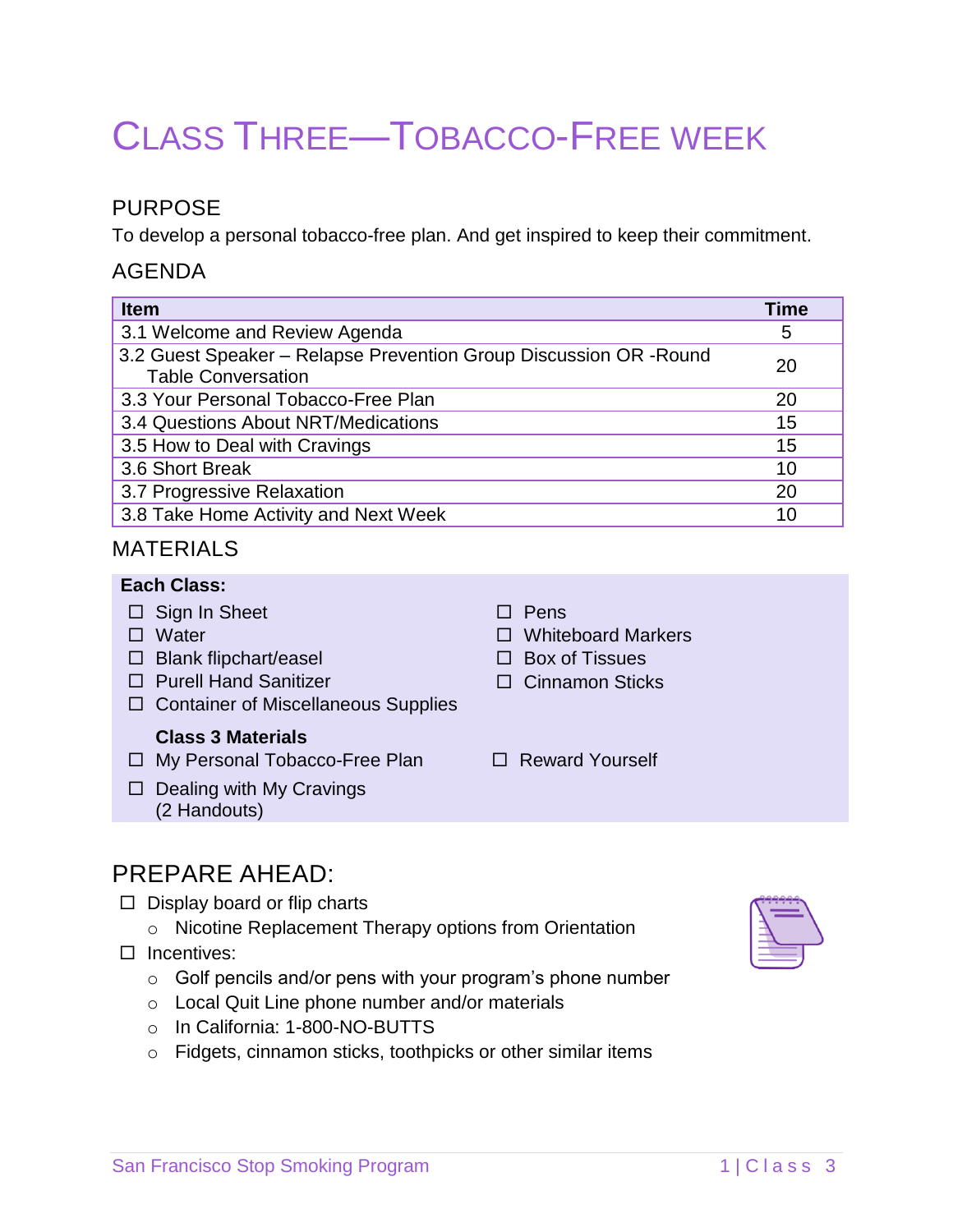# CLASS THREE—TOBACCO-FREE WEEK

## PURPOSE

To develop a personal tobacco-free plan. And get inspired to keep their commitment.

## AGENDA

| Item | Time |
| --- | --- |
| 3.1 Welcome and Review Agenda | 5 |
| 3.2 Guest Speaker – Relapse Prevention Group Discussion OR -Round Table Conversation | 20 |
| 3.3 Your Personal Tobacco-Free Plan | 20 |
| 3.4 Questions About NRT/Medications | 15 |
| 3.5 How to Deal with Cravings | 15 |
| 3.6 Short Break | 10 |
| 3.7 Progressive Relaxation | 20 |
| 3.8 Take Home Activity and Next Week | 10 |

## MATERIALS

**Each Class:**

- ☐ Sign In Sheet
- ☐ Water
- ☐ Blank flipchart/easel
- ☐ Purell Hand Sanitizer
- ☐ Container of Miscellaneous Supplies
- ☐ Pens
- ☐ Whiteboard Markers
- ☐ Box of Tissues
- ☐ Cinnamon Sticks

**Class 3 Materials**

- ☐ My Personal Tobacco-Free Plan
- ☐ Dealing with My Cravings (2 Handouts)
- ☐ Reward Yourself

## PREPARE AHEAD:

- ☐ Display board or flip charts
  - Nicotine Replacement Therapy options from Orientation
- ☐ Incentives:
  - Golf pencils and/or pens with your program's phone number
  - Local Quit Line phone number and/or materials
  - In California: 1-800-NO-BUTTS
  - Fidgets, cinnamon sticks, toothpicks or other similar items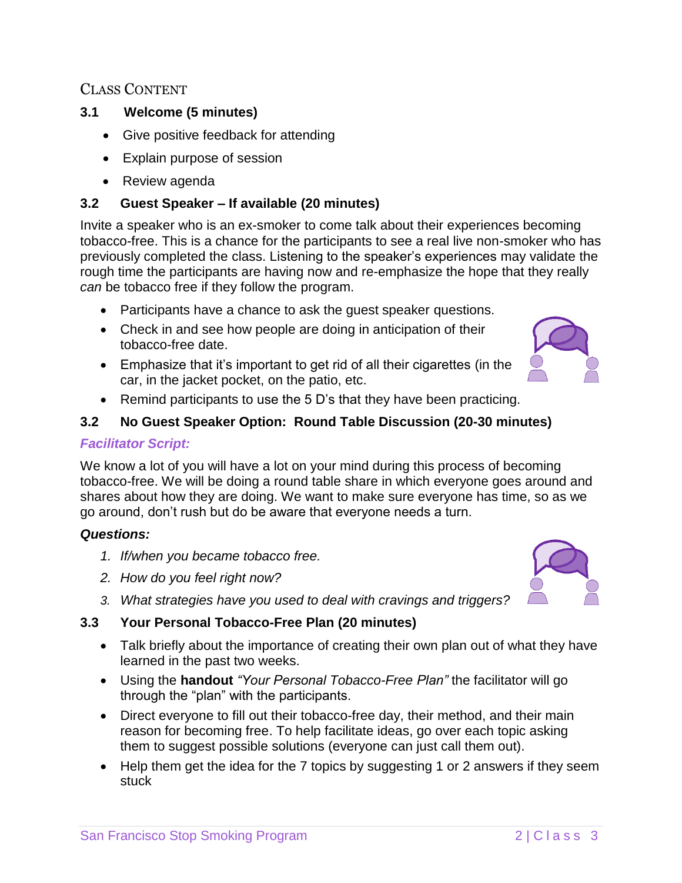## Class Content

### 3.1 Welcome (5 minutes)

- Give positive feedback for attending
- Explain purpose of session
- Review agenda

### 3.2 Guest Speaker – If available (20 minutes)

Invite a speaker who is an ex-smoker to come talk about their experiences becoming tobacco-free. This is a chance for the participants to see a real live non-smoker who has previously completed the class. Listening to the speaker's experiences may validate the rough time the participants are having now and re-emphasize the hope that they really *can* be tobacco free if they follow the program.

- Participants have a chance to ask the guest speaker questions.
- Check in and see how people are doing in anticipation of their tobacco-free date.
- Emphasize that it's important to get rid of all their cigarettes (in the car, in the jacket pocket, on the patio, etc.
- Remind participants to use the 5 D's that they have been practicing.

### 3.2 No Guest Speaker Option: Round Table Discussion (20-30 minutes)

***Facilitator Script:***

We know a lot of you will have a lot on your mind during this process of becoming tobacco-free. We will be doing a round table share in which everyone goes around and shares about how they are doing. We want to make sure everyone has time, so as we go around, don't rush but do be aware that everyone needs a turn.

***Questions:***

1. *If/when you became tobacco free.*
2. *How do you feel right now?*
3. *What strategies have you used to deal with cravings and triggers?*

### 3.3 Your Personal Tobacco-Free Plan (20 minutes)

- Talk briefly about the importance of creating their own plan out of what they have learned in the past two weeks.
- Using the **handout** *"Your Personal Tobacco-Free Plan"* the facilitator will go through the "plan" with the participants.
- Direct everyone to fill out their tobacco-free day, their method, and their main reason for becoming free. To help facilitate ideas, go over each topic asking them to suggest possible solutions (everyone can just call them out).
- Help them get the idea for the 7 topics by suggesting 1 or 2 answers if they seem stuck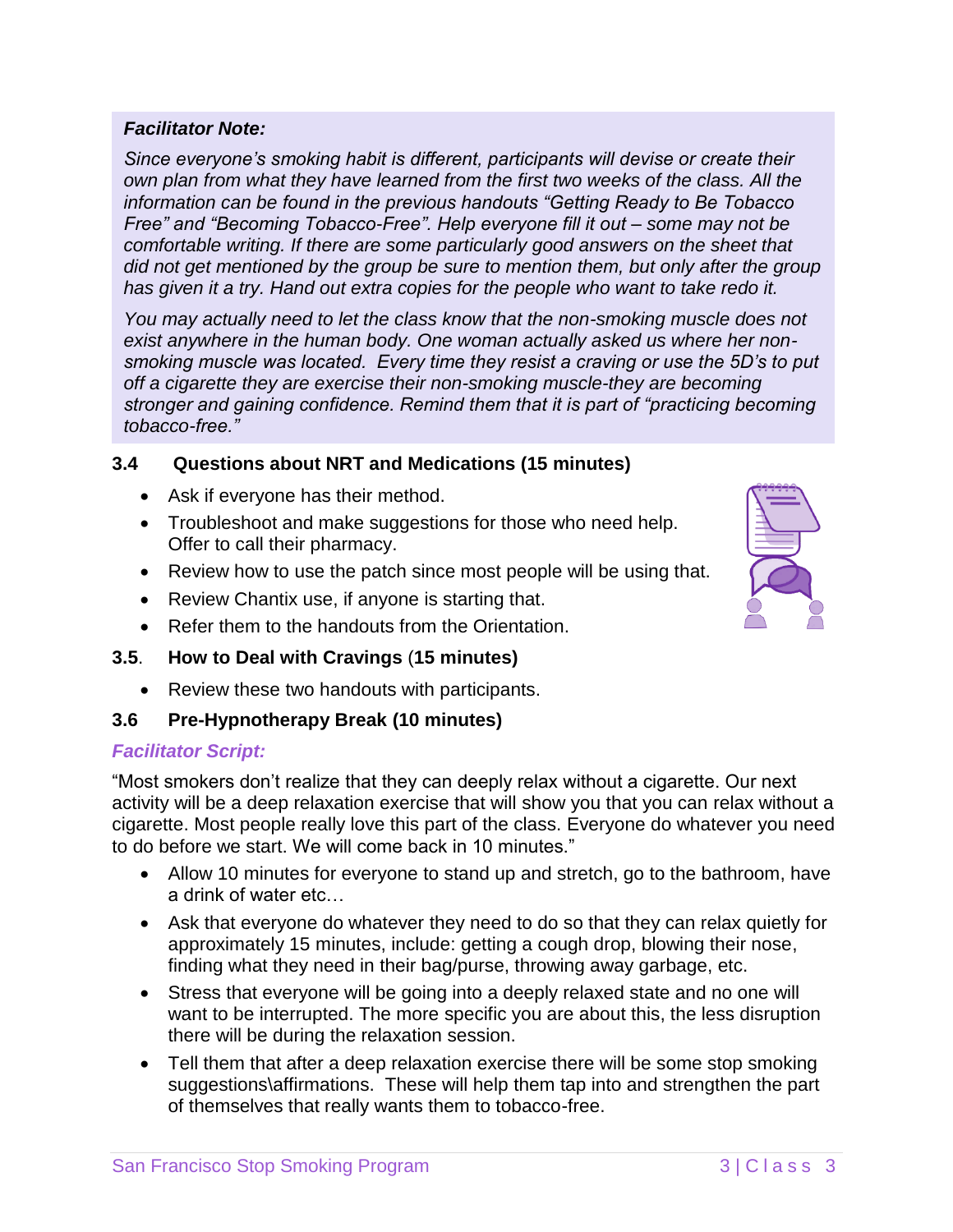***Facilitator Note:***

*Since everyone's smoking habit is different, participants will devise or create their own plan from what they have learned from the first two weeks of the class. All the information can be found in the previous handouts "Getting Ready to Be Tobacco Free" and "Becoming Tobacco-Free". Help everyone fill it out – some may not be comfortable writing. If there are some particularly good answers on the sheet that did not get mentioned by the group be sure to mention them, but only after the group has given it a try. Hand out extra copies for the people who want to take redo it.*

*You may actually need to let the class know that the non-smoking muscle does not exist anywhere in the human body. One woman actually asked us where her non-smoking muscle was located. Every time they resist a craving or use the 5D's to put off a cigarette they are exercise their non-smoking muscle-they are becoming stronger and gaining confidence. Remind them that it is part of "practicing becoming tobacco-free."*

### 3.4 Questions about NRT and Medications (15 minutes)

- Ask if everyone has their method.
- Troubleshoot and make suggestions for those who need help. Offer to call their pharmacy.
- Review how to use the patch since most people will be using that.
- Review Chantix use, if anyone is starting that.
- Refer them to the handouts from the Orientation.

### 3.5. How to Deal with Cravings (15 minutes)

- Review these two handouts with participants.

### 3.6 Pre-Hypnotherapy Break (10 minutes)

***Facilitator Script:***

"Most smokers don't realize that they can deeply relax without a cigarette. Our next activity will be a deep relaxation exercise that will show you that you can relax without a cigarette. Most people really love this part of the class. Everyone do whatever you need to do before we start. We will come back in 10 minutes."

- Allow 10 minutes for everyone to stand up and stretch, go to the bathroom, have a drink of water etc…
- Ask that everyone do whatever they need to do so that they can relax quietly for approximately 15 minutes, include: getting a cough drop, blowing their nose, finding what they need in their bag/purse, throwing away garbage, etc.
- Stress that everyone will be going into a deeply relaxed state and no one will want to be interrupted. The more specific you are about this, the less disruption there will be during the relaxation session.
- Tell them that after a deep relaxation exercise there will be some stop smoking suggestions\affirmations. These will help them tap into and strengthen the part of themselves that really wants them to tobacco-free.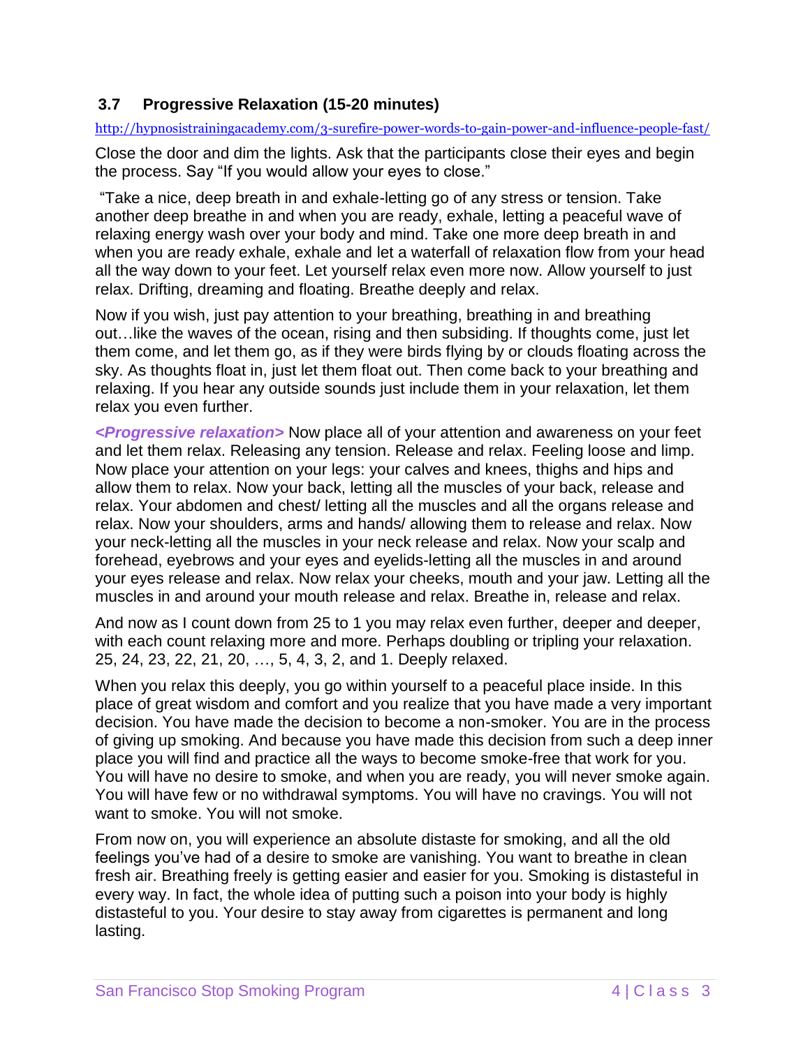### 3.7 Progressive Relaxation (15-20 minutes)

http://hypnosistrainingacademy.com/3-surefire-power-words-to-gain-power-and-influence-people-fast/

Close the door and dim the lights. Ask that the participants close their eyes and begin the process. Say "If you would allow your eyes to close."

"Take a nice, deep breath in and exhale-letting go of any stress or tension. Take another deep breathe in and when you are ready, exhale, letting a peaceful wave of relaxing energy wash over your body and mind. Take one more deep breath in and when you are ready exhale, exhale and let a waterfall of relaxation flow from your head all the way down to your feet. Let yourself relax even more now. Allow yourself to just relax. Drifting, dreaming and floating. Breathe deeply and relax.

Now if you wish, just pay attention to your breathing, breathing in and breathing out…like the waves of the ocean, rising and then subsiding. If thoughts come, just let them come, and let them go, as if they were birds flying by or clouds floating across the sky. As thoughts float in, just let them float out. Then come back to your breathing and relaxing. If you hear any outside sounds just include them in your relaxation, let them relax you even further.

***<Progressive relaxation>*** Now place all of your attention and awareness on your feet and let them relax. Releasing any tension. Release and relax. Feeling loose and limp. Now place your attention on your legs: your calves and knees, thighs and hips and allow them to relax. Now your back, letting all the muscles of your back, release and relax. Your abdomen and chest/ letting all the muscles and all the organs release and relax. Now your shoulders, arms and hands/ allowing them to release and relax. Now your neck-letting all the muscles in your neck release and relax. Now your scalp and forehead, eyebrows and your eyes and eyelids-letting all the muscles in and around your eyes release and relax. Now relax your cheeks, mouth and your jaw. Letting all the muscles in and around your mouth release and relax. Breathe in, release and relax.

And now as I count down from 25 to 1 you may relax even further, deeper and deeper, with each count relaxing more and more. Perhaps doubling or tripling your relaxation. 25, 24, 23, 22, 21, 20, …, 5, 4, 3, 2, and 1. Deeply relaxed.

When you relax this deeply, you go within yourself to a peaceful place inside. In this place of great wisdom and comfort and you realize that you have made a very important decision. You have made the decision to become a non-smoker. You are in the process of giving up smoking. And because you have made this decision from such a deep inner place you will find and practice all the ways to become smoke-free that work for you. You will have no desire to smoke, and when you are ready, you will never smoke again. You will have few or no withdrawal symptoms. You will have no cravings. You will not want to smoke. You will not smoke.

From now on, you will experience an absolute distaste for smoking, and all the old feelings you've had of a desire to smoke are vanishing. You want to breathe in clean fresh air. Breathing freely is getting easier and easier for you. Smoking is distasteful in every way. In fact, the whole idea of putting such a poison into your body is highly distasteful to you. Your desire to stay away from cigarettes is permanent and long lasting.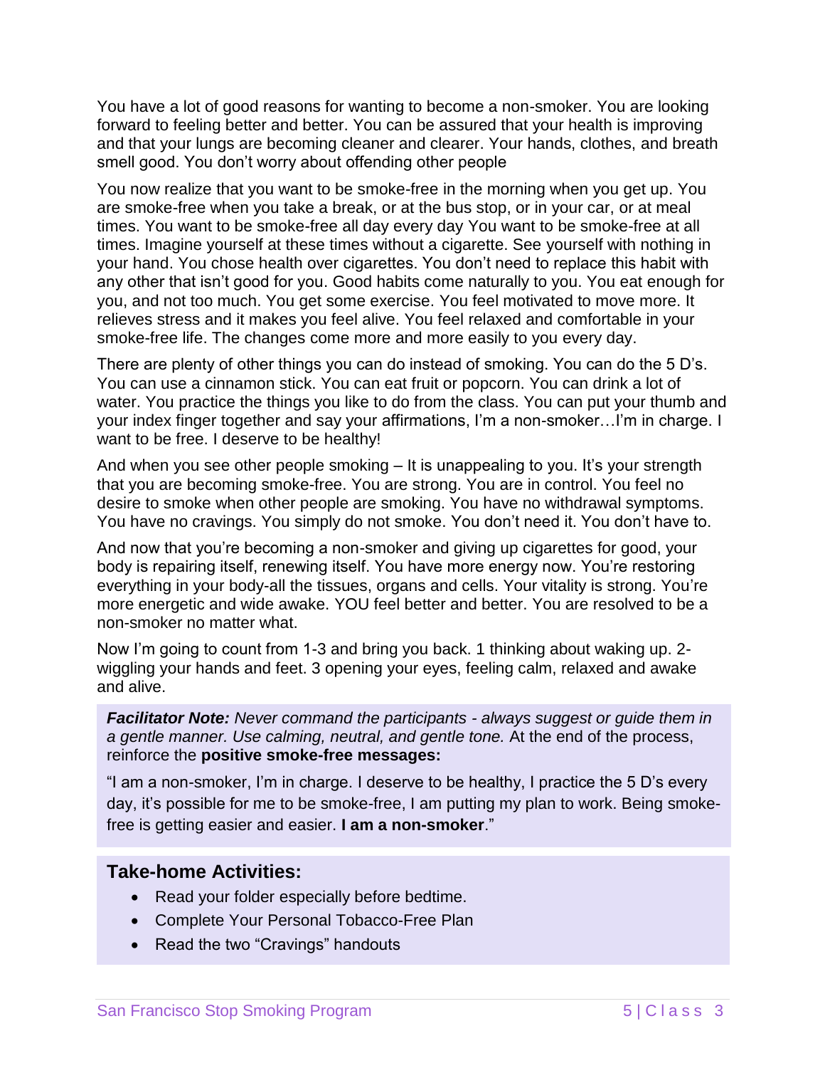You have a lot of good reasons for wanting to become a non-smoker. You are looking forward to feeling better and better. You can be assured that your health is improving and that your lungs are becoming cleaner and clearer. Your hands, clothes, and breath smell good. You don't worry about offending other people

You now realize that you want to be smoke-free in the morning when you get up. You are smoke-free when you take a break, or at the bus stop, or in your car, or at meal times. You want to be smoke-free all day every day You want to be smoke-free at all times. Imagine yourself at these times without a cigarette. See yourself with nothing in your hand. You chose health over cigarettes. You don't need to replace this habit with any other that isn't good for you. Good habits come naturally to you. You eat enough for you, and not too much. You get some exercise. You feel motivated to move more. It relieves stress and it makes you feel alive. You feel relaxed and comfortable in your smoke-free life. The changes come more and more easily to you every day.

There are plenty of other things you can do instead of smoking. You can do the 5 D's. You can use a cinnamon stick. You can eat fruit or popcorn. You can drink a lot of water. You practice the things you like to do from the class. You can put your thumb and your index finger together and say your affirmations, I'm a non-smoker…I'm in charge. I want to be free. I deserve to be healthy!

And when you see other people smoking – It is unappealing to you. It's your strength that you are becoming smoke-free. You are strong. You are in control. You feel no desire to smoke when other people are smoking. You have no withdrawal symptoms. You have no cravings. You simply do not smoke. You don't need it. You don't have to.

And now that you're becoming a non-smoker and giving up cigarettes for good, your body is repairing itself, renewing itself. You have more energy now. You're restoring everything in your body-all the tissues, organs and cells. Your vitality is strong. You're more energetic and wide awake. YOU feel better and better. You are resolved to be a non-smoker no matter what.

Now I'm going to count from 1-3 and bring you back. 1 thinking about waking up. 2- wiggling your hands and feet. 3 opening your eyes, feeling calm, relaxed and awake and alive.

***Facilitator Note:*** *Never command the participants - always suggest or guide them in a gentle manner. Use calming, neutral, and gentle tone.* At the end of the process, reinforce the **positive smoke-free messages:**

"I am a non-smoker, I'm in charge. I deserve to be healthy, I practice the 5 D's every day, it's possible for me to be smoke-free, I am putting my plan to work. Being smoke-free is getting easier and easier. **I am a non-smoker**."

## Take-home Activities:

- Read your folder especially before bedtime.
- Complete Your Personal Tobacco-Free Plan
- Read the two "Cravings" handouts